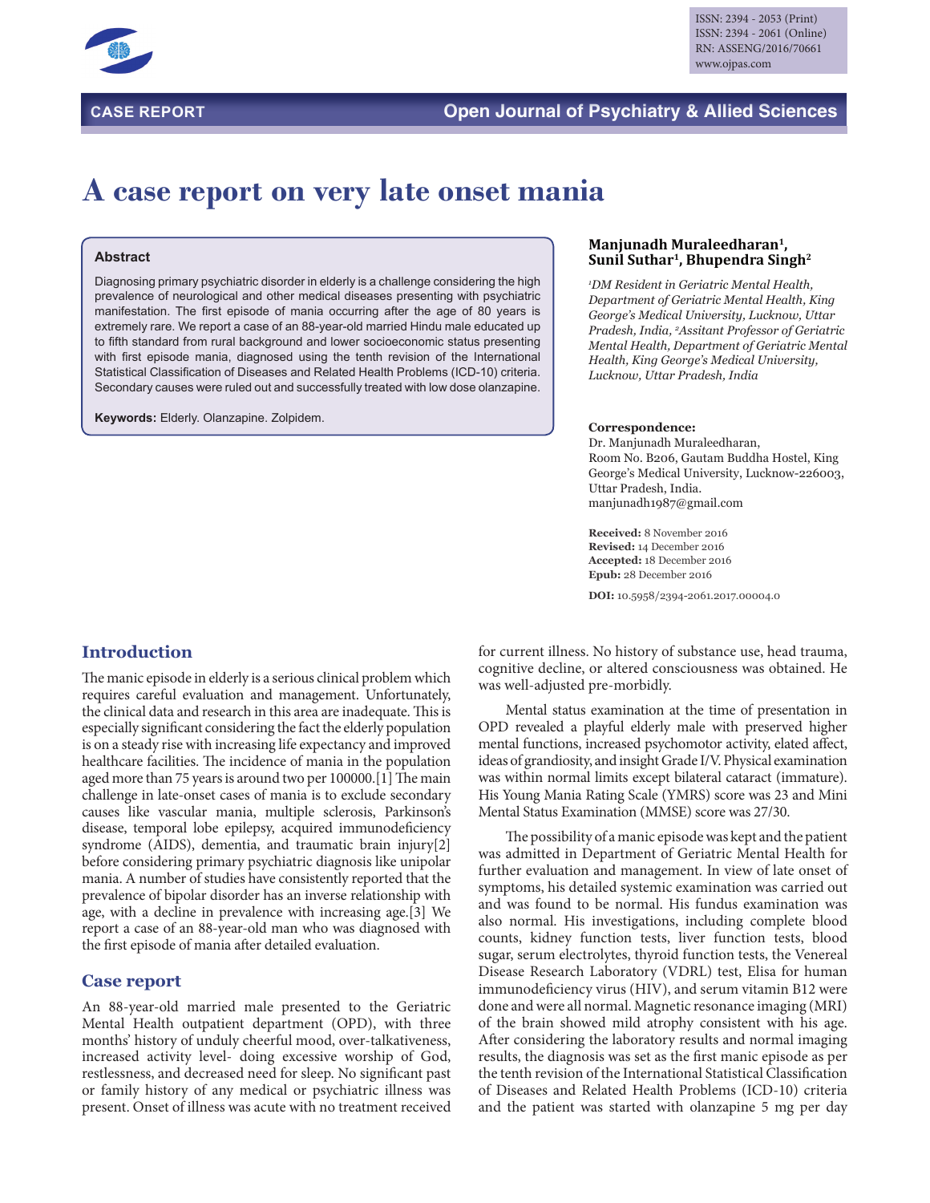CASE REPORT

# A case report on very late onset mania

**Manjunadh Muraleedharan[1], Sunil Suthar[1], Bhupendra Singh[2]**

*[1]DM Resident in Geriatric Mental Health, Department of Geriatric Mental Health, King George's Medical University, Lucknow, Uttar Pradesh, India, [2]Assitant Professor of Geriatric Mental Health, Department of Geriatric Mental Health, King George's Medical University, Lucknow, Uttar Pradesh, India*

**Correspondence:**
Dr. Manjunadh Muraleedharan,
Room No. B206, Gautam Buddha Hostel, King George's Medical University, Lucknow-226003, Uttar Pradesh, India.
manjunadh1987@gmail.com

**Received:** 8 November 2016
**Revised:** 14 December 2016
**Accepted:** 18 December 2016
**Epub:** 28 December 2016

**DOI:** 10.5958/2394-2061.2017.00004.0

### Abstract

Diagnosing primary psychiatric disorder in elderly is a challenge considering the high prevalence of neurological and other medical diseases presenting with psychiatric manifestation. The first episode of mania occurring after the age of 80 years is extremely rare. We report a case of an 88-year-old married Hindu male educated up to fifth standard from rural background and lower socioeconomic status presenting with first episode mania, diagnosed using the tenth revision of the International Statistical Classification of Diseases and Related Health Problems (ICD-10) criteria. Secondary causes were ruled out and successfully treated with low dose olanzapine.

**Keywords:** Elderly. Olanzapine. Zolpidem.

## Introduction

The manic episode in elderly is a serious clinical problem which requires careful evaluation and management. Unfortunately, the clinical data and research in this area are inadequate. This is especially significant considering the fact the elderly population is on a steady rise with increasing life expectancy and improved healthcare facilities. The incidence of mania in the population aged more than 75 years is around two per 100000.[1] The main challenge in late-onset cases of mania is to exclude secondary causes like vascular mania, multiple sclerosis, Parkinson's disease, temporal lobe epilepsy, acquired immunodeficiency syndrome (AIDS), dementia, and traumatic brain injury[2] before considering primary psychiatric diagnosis like unipolar mania. A number of studies have consistently reported that the prevalence of bipolar disorder has an inverse relationship with age, with a decline in prevalence with increasing age.[3] We report a case of an 88-year-old man who was diagnosed with the first episode of mania after detailed evaluation.

## Case report

An 88-year-old married male presented to the Geriatric Mental Health outpatient department (OPD), with three months' history of unduly cheerful mood, over-talkativeness, increased activity level- doing excessive worship of God, restlessness, and decreased need for sleep. No significant past or family history of any medical or psychiatric illness was present. Onset of illness was acute with no treatment received for current illness. No history of substance use, head trauma, cognitive decline, or altered consciousness was obtained. He was well-adjusted pre-morbidly.

Mental status examination at the time of presentation in OPD revealed a playful elderly male with preserved higher mental functions, increased psychomotor activity, elated affect, ideas of grandiosity, and insight Grade I/V. Physical examination was within normal limits except bilateral cataract (immature). His Young Mania Rating Scale (YMRS) score was 23 and Mini Mental Status Examination (MMSE) score was 27/30.

The possibility of a manic episode was kept and the patient was admitted in Department of Geriatric Mental Health for further evaluation and management. In view of late onset of symptoms, his detailed systemic examination was carried out and was found to be normal. His fundus examination was also normal. His investigations, including complete blood counts, kidney function tests, liver function tests, blood sugar, serum electrolytes, thyroid function tests, the Venereal Disease Research Laboratory (VDRL) test, Elisa for human immunodeficiency virus (HIV), and serum vitamin B12 were done and were all normal. Magnetic resonance imaging (MRI) of the brain showed mild atrophy consistent with his age. After considering the laboratory results and normal imaging results, the diagnosis was set as the first manic episode as per the tenth revision of the International Statistical Classification of Diseases and Related Health Problems (ICD-10) criteria and the patient was started with olanzapine 5 mg per day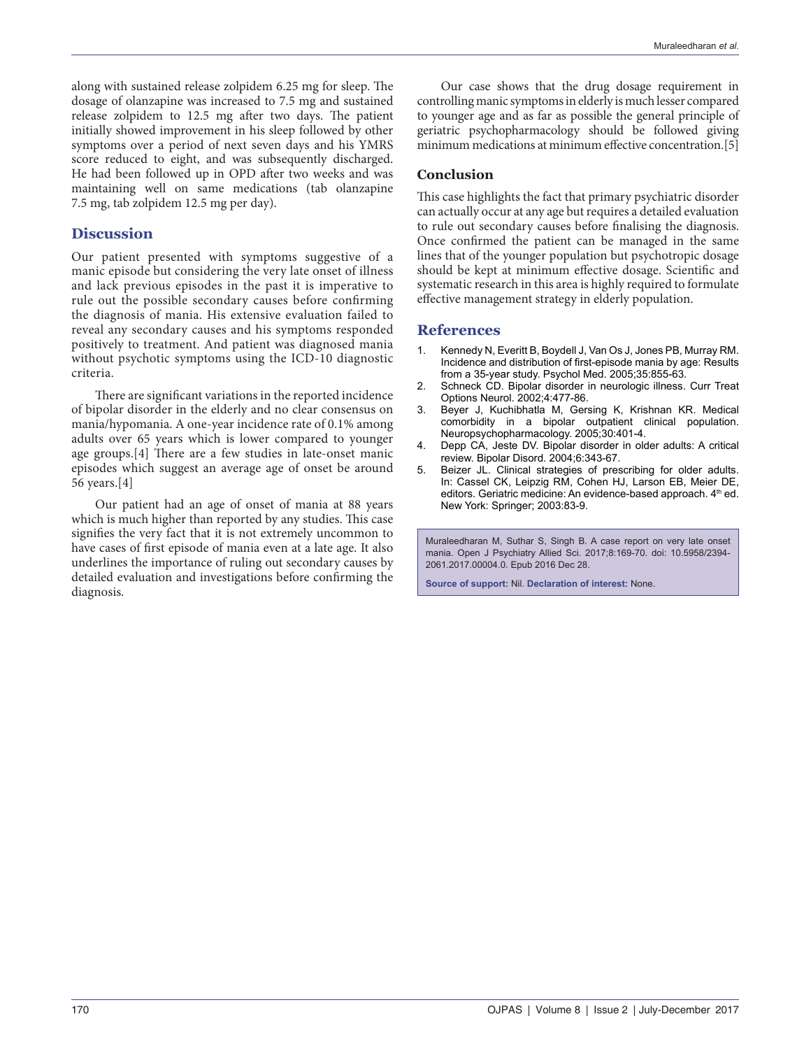along with sustained release zolpidem 6.25 mg for sleep. The dosage of olanzapine was increased to 7.5 mg and sustained release zolpidem to 12.5 mg after two days. The patient initially showed improvement in his sleep followed by other symptoms over a period of next seven days and his YMRS score reduced to eight, and was subsequently discharged. He had been followed up in OPD after two weeks and was maintaining well on same medications (tab olanzapine 7.5 mg, tab zolpidem 12.5 mg per day).

## Discussion

Our patient presented with symptoms suggestive of a manic episode but considering the very late onset of illness and lack previous episodes in the past it is imperative to rule out the possible secondary causes before confirming the diagnosis of mania. His extensive evaluation failed to reveal any secondary causes and his symptoms responded positively to treatment. And patient was diagnosed mania without psychotic symptoms using the ICD-10 diagnostic criteria.

There are significant variations in the reported incidence of bipolar disorder in the elderly and no clear consensus on mania/hypomania. A one-year incidence rate of 0.1% among adults over 65 years which is lower compared to younger age groups.[4] There are a few studies in late-onset manic episodes which suggest an average age of onset be around 56 years.[4]

Our patient had an age of onset of mania at 88 years which is much higher than reported by any studies. This case signifies the very fact that it is not extremely uncommon to have cases of first episode of mania even at a late age. It also underlines the importance of ruling out secondary causes by detailed evaluation and investigations before confirming the diagnosis.

Our case shows that the drug dosage requirement in controlling manic symptoms in elderly is much lesser compared to younger age and as far as possible the general principle of geriatric psychopharmacology should be followed giving minimum medications at minimum effective concentration.[5]

## Conclusion

This case highlights the fact that primary psychiatric disorder can actually occur at any age but requires a detailed evaluation to rule out secondary causes before finalising the diagnosis. Once confirmed the patient can be managed in the same lines that of the younger population but psychotropic dosage should be kept at minimum effective dosage. Scientific and systematic research in this area is highly required to formulate effective management strategy in elderly population.

## References

1. Kennedy N, Everitt B, Boydell J, Van Os J, Jones PB, Murray RM. Incidence and distribution of first-episode mania by age: Results from a 35-year study. Psychol Med. 2005;35:855-63.
2. Schneck CD. Bipolar disorder in neurologic illness. Curr Treat Options Neurol. 2002;4:477-86.
3. Beyer J, Kuchibhatla M, Gersing K, Krishnan KR. Medical comorbidity in a bipolar outpatient clinical population. Neuropsychopharmacology. 2005;30:401-4.
4. Depp CA, Jeste DV. Bipolar disorder in older adults: A critical review. Bipolar Disord. 2004;6:343-67.
5. Beizer JL. Clinical strategies of prescribing for older adults. In: Cassel CK, Leipzig RM, Cohen HJ, Larson EB, Meier DE, editors. Geriatric medicine: An evidence-based approach. 4th ed. New York: Springer; 2003:83-9.

Muraleedharan M, Suthar S, Singh B. A case report on very late onset mania. Open J Psychiatry Allied Sci. 2017;8:169-70. doi: 10.5958/2394-2061.2017.00004.0. Epub 2016 Dec 28.

**Source of support:** Nil. **Declaration of interest:** None.